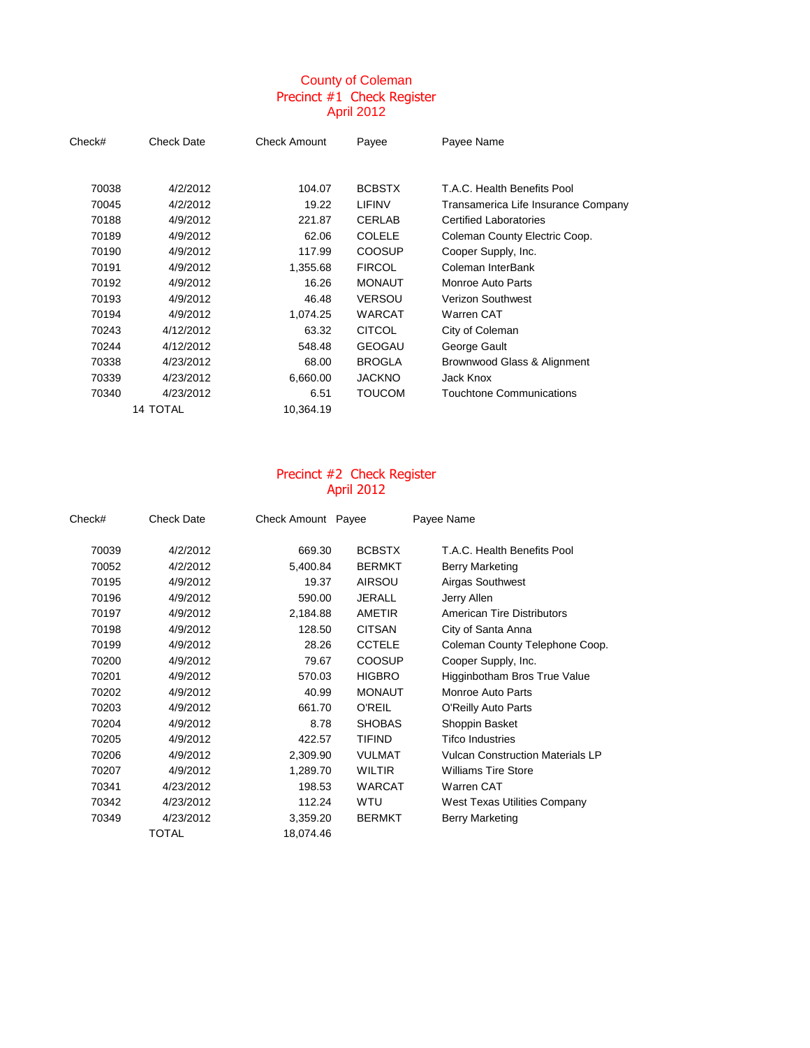# County of Coleman

## Precinct #1 Check Register
## April 2012

| Check# | Check Date | Check Amount | Payee | Payee Name |
|---|---|---|---|---|
| 70038 | 4/2/2012 | 104.07 | BCBSTX | T.A.C. Health Benefits Pool |
| 70045 | 4/2/2012 | 19.22 | LIFINV | Transamerica Life Insurance Company |
| 70188 | 4/9/2012 | 221.87 | CERLAB | Certified Laboratories |
| 70189 | 4/9/2012 | 62.06 | COLELE | Coleman County Electric Coop. |
| 70190 | 4/9/2012 | 117.99 | COOSUP | Cooper Supply, Inc. |
| 70191 | 4/9/2012 | 1,355.68 | FIRCOL | Coleman InterBank |
| 70192 | 4/9/2012 | 16.26 | MONAUT | Monroe Auto Parts |
| 70193 | 4/9/2012 | 46.48 | VERSOU | Verizon Southwest |
| 70194 | 4/9/2012 | 1,074.25 | WARCAT | Warren CAT |
| 70243 | 4/12/2012 | 63.32 | CITCOL | City of Coleman |
| 70244 | 4/12/2012 | 548.48 | GEOGAU | George Gault |
| 70338 | 4/23/2012 | 68.00 | BROGLA | Brownwood Glass & Alignment |
| 70339 | 4/23/2012 | 6,660.00 | JACKNO | Jack Knox |
| 70340 | 4/23/2012 | 6.51 | TOUCOM | Touchtone Communications |
| 14 | TOTAL | 10,364.19 | | |

## Precinct #2 Check Register
## April 2012

| Check# | Check Date | Check Amount | Payee | Payee Name |
|---|---|---|---|---|
| 70039 | 4/2/2012 | 669.30 | BCBSTX | T.A.C. Health Benefits Pool |
| 70052 | 4/2/2012 | 5,400.84 | BERMKT | Berry Marketing |
| 70195 | 4/9/2012 | 19.37 | AIRSOU | Airgas Southwest |
| 70196 | 4/9/2012 | 590.00 | JERALL | Jerry Allen |
| 70197 | 4/9/2012 | 2,184.88 | AMETIR | American Tire Distributors |
| 70198 | 4/9/2012 | 128.50 | CITSAN | City of Santa Anna |
| 70199 | 4/9/2012 | 28.26 | CCTELE | Coleman County Telephone Coop. |
| 70200 | 4/9/2012 | 79.67 | COOSUP | Cooper Supply, Inc. |
| 70201 | 4/9/2012 | 570.03 | HIGBRO | Higginbotham Bros True Value |
| 70202 | 4/9/2012 | 40.99 | MONAUT | Monroe Auto Parts |
| 70203 | 4/9/2012 | 661.70 | O'REIL | O'Reilly Auto Parts |
| 70204 | 4/9/2012 | 8.78 | SHOBAS | Shoppin Basket |
| 70205 | 4/9/2012 | 422.57 | TIFIND | Tifco Industries |
| 70206 | 4/9/2012 | 2,309.90 | VULMAT | Vulcan Construction Materials LP |
| 70207 | 4/9/2012 | 1,289.70 | WILTIR | Williams Tire Store |
| 70341 | 4/23/2012 | 198.53 | WARCAT | Warren CAT |
| 70342 | 4/23/2012 | 112.24 | WTU | West Texas Utilities Company |
| 70349 | 4/23/2012 | 3,359.20 | BERMKT | Berry Marketing |
| | TOTAL | 18,074.46 | | |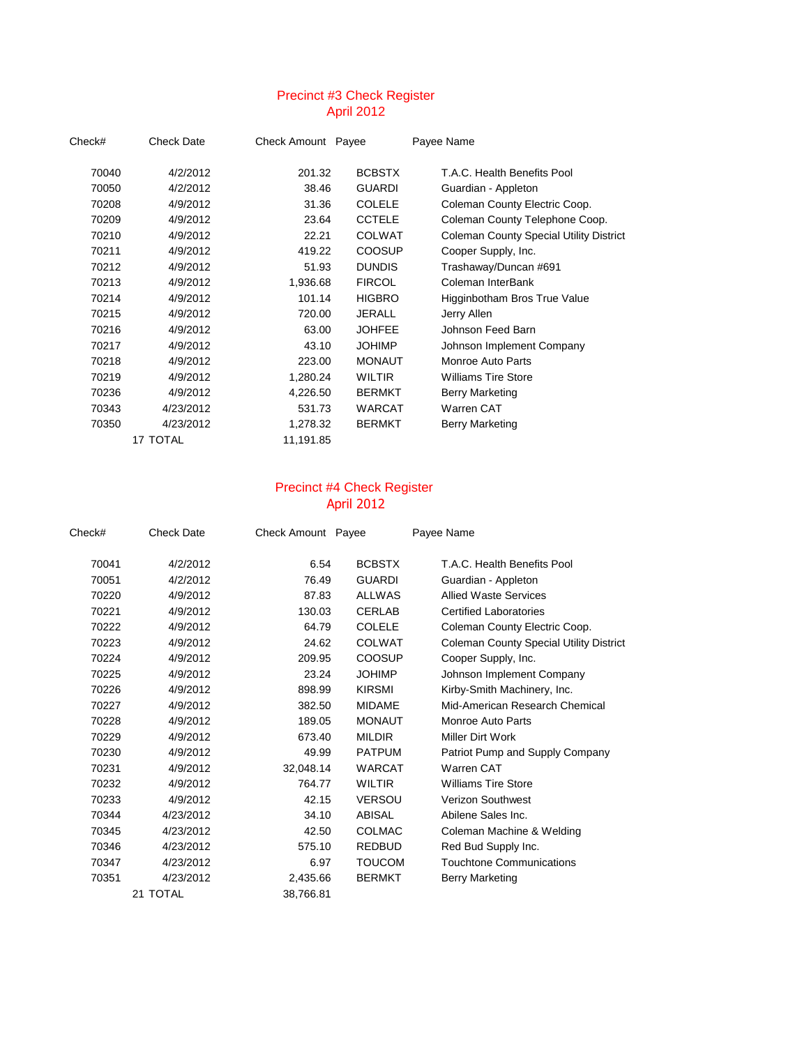## Precinct #3 Check Register
### April 2012

| Check# | Check Date | Check Amount | Payee | Payee Name |
|---|---|---|---|---|
| 70040 | 4/2/2012 | 201.32 | BCBSTX | T.A.C. Health Benefits Pool |
| 70050 | 4/2/2012 | 38.46 | GUARDI | Guardian - Appleton |
| 70208 | 4/9/2012 | 31.36 | COLELE | Coleman County Electric Coop. |
| 70209 | 4/9/2012 | 23.64 | CCTELE | Coleman County Telephone Coop. |
| 70210 | 4/9/2012 | 22.21 | COLWAT | Coleman County Special Utility District |
| 70211 | 4/9/2012 | 419.22 | COOSUP | Cooper Supply, Inc. |
| 70212 | 4/9/2012 | 51.93 | DUNDIS | Trashaway/Duncan #691 |
| 70213 | 4/9/2012 | 1,936.68 | FIRCOL | Coleman InterBank |
| 70214 | 4/9/2012 | 101.14 | HIGBRO | Higginbotham Bros True Value |
| 70215 | 4/9/2012 | 720.00 | JERALL | Jerry Allen |
| 70216 | 4/9/2012 | 63.00 | JOHFEE | Johnson Feed Barn |
| 70217 | 4/9/2012 | 43.10 | JOHIMP | Johnson Implement Company |
| 70218 | 4/9/2012 | 223.00 | MONAUT | Monroe Auto Parts |
| 70219 | 4/9/2012 | 1,280.24 | WILTIR | Williams Tire Store |
| 70236 | 4/9/2012 | 4,226.50 | BERMKT | Berry Marketing |
| 70343 | 4/23/2012 | 531.73 | WARCAT | Warren CAT |
| 70350 | 4/23/2012 | 1,278.32 | BERMKT | Berry Marketing |
| | 17 TOTAL | 11,191.85 | | |

## Precinct #4 Check Register
### April 2012

| Check# | Check Date | Check Amount | Payee | Payee Name |
|---|---|---|---|---|
| 70041 | 4/2/2012 | 6.54 | BCBSTX | T.A.C. Health Benefits Pool |
| 70051 | 4/2/2012 | 76.49 | GUARDI | Guardian - Appleton |
| 70220 | 4/9/2012 | 87.83 | ALLWAS | Allied Waste Services |
| 70221 | 4/9/2012 | 130.03 | CERLAB | Certified Laboratories |
| 70222 | 4/9/2012 | 64.79 | COLELE | Coleman County Electric Coop. |
| 70223 | 4/9/2012 | 24.62 | COLWAT | Coleman County Special Utility District |
| 70224 | 4/9/2012 | 209.95 | COOSUP | Cooper Supply, Inc. |
| 70225 | 4/9/2012 | 23.24 | JOHIMP | Johnson Implement Company |
| 70226 | 4/9/2012 | 898.99 | KIRSMI | Kirby-Smith Machinery, Inc. |
| 70227 | 4/9/2012 | 382.50 | MIDAME | Mid-American Research Chemical |
| 70228 | 4/9/2012 | 189.05 | MONAUT | Monroe Auto Parts |
| 70229 | 4/9/2012 | 673.40 | MILDIR | Miller Dirt Work |
| 70230 | 4/9/2012 | 49.99 | PATPUM | Patriot Pump and Supply Company |
| 70231 | 4/9/2012 | 32,048.14 | WARCAT | Warren CAT |
| 70232 | 4/9/2012 | 764.77 | WILTIR | Williams Tire Store |
| 70233 | 4/9/2012 | 42.15 | VERSOU | Verizon Southwest |
| 70344 | 4/23/2012 | 34.10 | ABISAL | Abilene Sales Inc. |
| 70345 | 4/23/2012 | 42.50 | COLMAC | Coleman Machine & Welding |
| 70346 | 4/23/2012 | 575.10 | REDBUD | Red Bud Supply Inc. |
| 70347 | 4/23/2012 | 6.97 | TOUCOM | Touchtone Communications |
| 70351 | 4/23/2012 | 2,435.66 | BERMKT | Berry Marketing |
| | 21 TOTAL | 38,766.81 | | |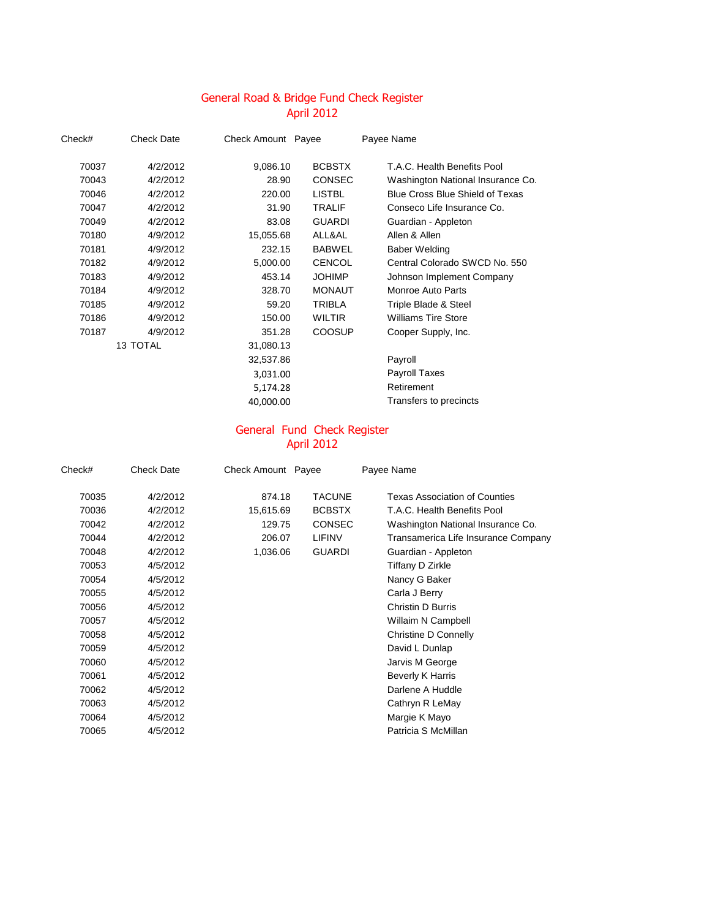## General Road & Bridge Fund Check Register
## April 2012

| Check# | Check Date | Check Amount | Payee | Payee Name |
|---|---|---|---|---|
| 70037 | 4/2/2012 | 9,086.10 | BCBSTX | T.A.C. Health Benefits Pool |
| 70043 | 4/2/2012 | 28.90 | CONSEC | Washington National Insurance Co. |
| 70046 | 4/2/2012 | 220.00 | LISTBL | Blue Cross Blue Shield of Texas |
| 70047 | 4/2/2012 | 31.90 | TRALIF | Conseco Life Insurance Co. |
| 70049 | 4/2/2012 | 83.08 | GUARDI | Guardian - Appleton |
| 70180 | 4/9/2012 | 15,055.68 | ALL&AL | Allen & Allen |
| 70181 | 4/9/2012 | 232.15 | BABWEL | Baber Welding |
| 70182 | 4/9/2012 | 5,000.00 | CENCOL | Central Colorado SWCD No. 550 |
| 70183 | 4/9/2012 | 453.14 | JOHIMP | Johnson Implement Company |
| 70184 | 4/9/2012 | 328.70 | MONAUT | Monroe Auto Parts |
| 70185 | 4/9/2012 | 59.20 | TRIBLA | Triple Blade & Steel |
| 70186 | 4/9/2012 | 150.00 | WILTIR | Williams Tire Store |
| 70187 | 4/9/2012 | 351.28 | COOSUP | Cooper Supply, Inc. |
| | 13 TOTAL | 31,080.13 | | |
| | | 32,537.86 | | Payroll |
| | | 3,031.00 | | Payroll Taxes |
| | | 5,174.28 | | Retirement |
| | | 40,000.00 | | Transfers to precincts |

## General Fund Check Register
## April 2012

| Check# | Check Date | Check Amount | Payee | Payee Name |
|---|---|---|---|---|
| 70035 | 4/2/2012 | 874.18 | TACUNE | Texas Association of Counties |
| 70036 | 4/2/2012 | 15,615.69 | BCBSTX | T.A.C. Health Benefits Pool |
| 70042 | 4/2/2012 | 129.75 | CONSEC | Washington National Insurance Co. |
| 70044 | 4/2/2012 | 206.07 | LIFINV | Transamerica Life Insurance Company |
| 70048 | 4/2/2012 | 1,036.06 | GUARDI | Guardian - Appleton |
| 70053 | 4/5/2012 | | | Tiffany D Zirkle |
| 70054 | 4/5/2012 | | | Nancy G Baker |
| 70055 | 4/5/2012 | | | Carla J Berry |
| 70056 | 4/5/2012 | | | Christin D Burris |
| 70057 | 4/5/2012 | | | Willaim N Campbell |
| 70058 | 4/5/2012 | | | Christine D Connelly |
| 70059 | 4/5/2012 | | | David L Dunlap |
| 70060 | 4/5/2012 | | | Jarvis M George |
| 70061 | 4/5/2012 | | | Beverly K Harris |
| 70062 | 4/5/2012 | | | Darlene A Huddle |
| 70063 | 4/5/2012 | | | Cathryn R LeMay |
| 70064 | 4/5/2012 | | | Margie K Mayo |
| 70065 | 4/5/2012 | | | Patricia S McMillan |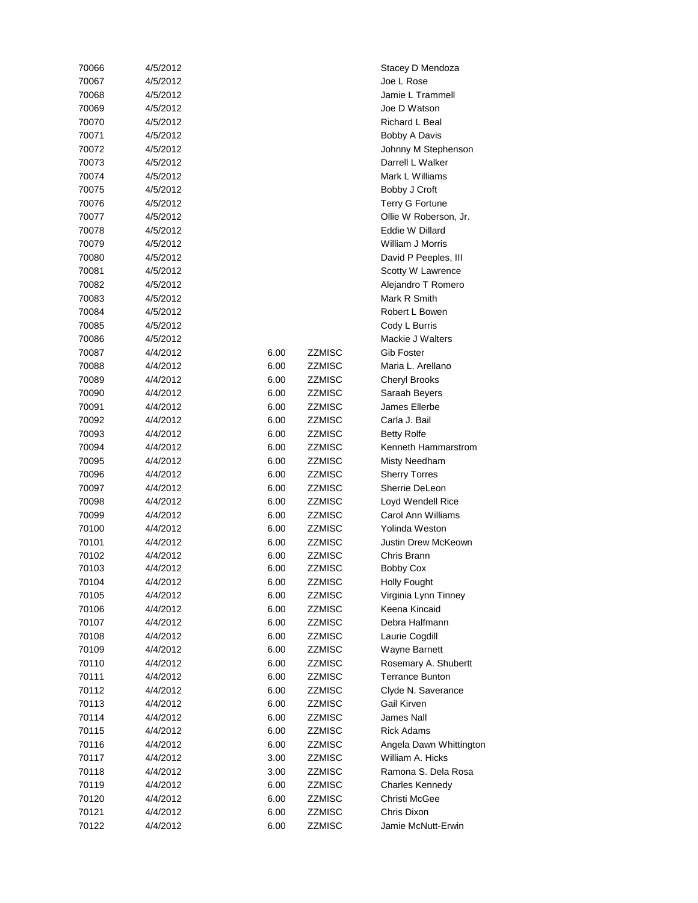| | | | | |
|---|---|---|---|---|
| 70066 | 4/5/2012 | | | Stacey D Mendoza |
| 70067 | 4/5/2012 | | | Joe L Rose |
| 70068 | 4/5/2012 | | | Jamie L Trammell |
| 70069 | 4/5/2012 | | | Joe D Watson |
| 70070 | 4/5/2012 | | | Richard L Beal |
| 70071 | 4/5/2012 | | | Bobby A Davis |
| 70072 | 4/5/2012 | | | Johnny M Stephenson |
| 70073 | 4/5/2012 | | | Darrell L Walker |
| 70074 | 4/5/2012 | | | Mark L Williams |
| 70075 | 4/5/2012 | | | Bobby J Croft |
| 70076 | 4/5/2012 | | | Terry G Fortune |
| 70077 | 4/5/2012 | | | Ollie W Roberson, Jr. |
| 70078 | 4/5/2012 | | | Eddie W Dillard |
| 70079 | 4/5/2012 | | | William J Morris |
| 70080 | 4/5/2012 | | | David P Peeples, III |
| 70081 | 4/5/2012 | | | Scotty W Lawrence |
| 70082 | 4/5/2012 | | | Alejandro T Romero |
| 70083 | 4/5/2012 | | | Mark R Smith |
| 70084 | 4/5/2012 | | | Robert L Bowen |
| 70085 | 4/5/2012 | | | Cody L Burris |
| 70086 | 4/5/2012 | | | Mackie J Walters |
| 70087 | 4/4/2012 | 6.00 | ZZMISC | Gib Foster |
| 70088 | 4/4/2012 | 6.00 | ZZMISC | Maria L. Arellano |
| 70089 | 4/4/2012 | 6.00 | ZZMISC | Cheryl Brooks |
| 70090 | 4/4/2012 | 6.00 | ZZMISC | Saraah Beyers |
| 70091 | 4/4/2012 | 6.00 | ZZMISC | James Ellerbe |
| 70092 | 4/4/2012 | 6.00 | ZZMISC | Carla J. Bail |
| 70093 | 4/4/2012 | 6.00 | ZZMISC | Betty Rolfe |
| 70094 | 4/4/2012 | 6.00 | ZZMISC | Kenneth Hammarstrom |
| 70095 | 4/4/2012 | 6.00 | ZZMISC | Misty Needham |
| 70096 | 4/4/2012 | 6.00 | ZZMISC | Sherry Torres |
| 70097 | 4/4/2012 | 6.00 | ZZMISC | Sherrie DeLeon |
| 70098 | 4/4/2012 | 6.00 | ZZMISC | Loyd Wendell Rice |
| 70099 | 4/4/2012 | 6.00 | ZZMISC | Carol Ann Williams |
| 70100 | 4/4/2012 | 6.00 | ZZMISC | Yolinda Weston |
| 70101 | 4/4/2012 | 6.00 | ZZMISC | Justin Drew McKeown |
| 70102 | 4/4/2012 | 6.00 | ZZMISC | Chris Brann |
| 70103 | 4/4/2012 | 6.00 | ZZMISC | Bobby Cox |
| 70104 | 4/4/2012 | 6.00 | ZZMISC | Holly Fought |
| 70105 | 4/4/2012 | 6.00 | ZZMISC | Virginia Lynn Tinney |
| 70106 | 4/4/2012 | 6.00 | ZZMISC | Keena Kincaid |
| 70107 | 4/4/2012 | 6.00 | ZZMISC | Debra Halfmann |
| 70108 | 4/4/2012 | 6.00 | ZZMISC | Laurie Cogdill |
| 70109 | 4/4/2012 | 6.00 | ZZMISC | Wayne Barnett |
| 70110 | 4/4/2012 | 6.00 | ZZMISC | Rosemary A. Shubertt |
| 70111 | 4/4/2012 | 6.00 | ZZMISC | Terrance Bunton |
| 70112 | 4/4/2012 | 6.00 | ZZMISC | Clyde N. Saverance |
| 70113 | 4/4/2012 | 6.00 | ZZMISC | Gail Kirven |
| 70114 | 4/4/2012 | 6.00 | ZZMISC | James Nall |
| 70115 | 4/4/2012 | 6.00 | ZZMISC | Rick Adams |
| 70116 | 4/4/2012 | 6.00 | ZZMISC | Angela Dawn Whittington |
| 70117 | 4/4/2012 | 3.00 | ZZMISC | William A. Hicks |
| 70118 | 4/4/2012 | 3.00 | ZZMISC | Ramona S. Dela Rosa |
| 70119 | 4/4/2012 | 6.00 | ZZMISC | Charles Kennedy |
| 70120 | 4/4/2012 | 6.00 | ZZMISC | Christi McGee |
| 70121 | 4/4/2012 | 6.00 | ZZMISC | Chris Dixon |
| 70122 | 4/4/2012 | 6.00 | ZZMISC | Jamie McNutt-Erwin |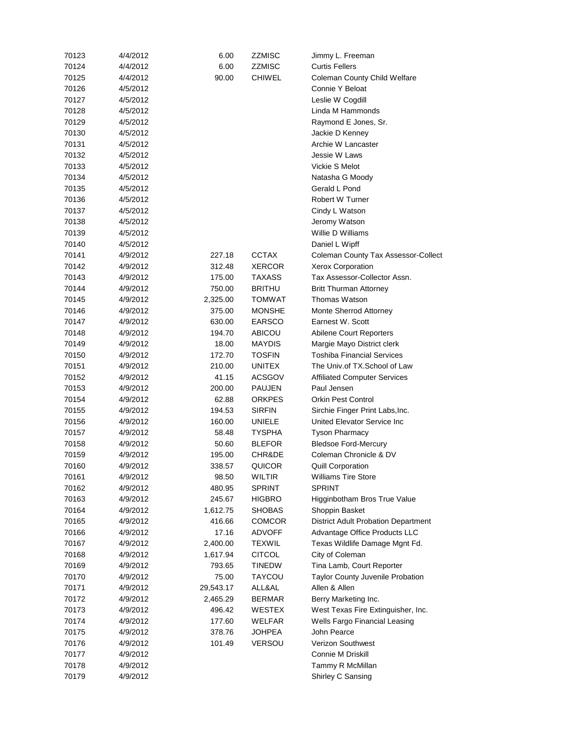| | | | | |
|---|---|---|---|---|
| 70123 | 4/4/2012 | 6.00 | ZZMISC | Jimmy L. Freeman |
| 70124 | 4/4/2012 | 6.00 | ZZMISC | Curtis Fellers |
| 70125 | 4/4/2012 | 90.00 | CHIWEL | Coleman County Child Welfare |
| 70126 | 4/5/2012 | | | Connie Y Beloat |
| 70127 | 4/5/2012 | | | Leslie W Cogdill |
| 70128 | 4/5/2012 | | | Linda M Hammonds |
| 70129 | 4/5/2012 | | | Raymond E Jones, Sr. |
| 70130 | 4/5/2012 | | | Jackie D Kenney |
| 70131 | 4/5/2012 | | | Archie W Lancaster |
| 70132 | 4/5/2012 | | | Jessie W Laws |
| 70133 | 4/5/2012 | | | Vickie S Melot |
| 70134 | 4/5/2012 | | | Natasha G Moody |
| 70135 | 4/5/2012 | | | Gerald L Pond |
| 70136 | 4/5/2012 | | | Robert W Turner |
| 70137 | 4/5/2012 | | | Cindy L Watson |
| 70138 | 4/5/2012 | | | Jeromy Watson |
| 70139 | 4/5/2012 | | | Willie D Williams |
| 70140 | 4/5/2012 | | | Daniel L Wipff |
| 70141 | 4/9/2012 | 227.18 | CCTAX | Coleman County Tax Assessor-Collect |
| 70142 | 4/9/2012 | 312.48 | XERCOR | Xerox Corporation |
| 70143 | 4/9/2012 | 175.00 | TAXASS | Tax Assessor-Collector Assn. |
| 70144 | 4/9/2012 | 750.00 | BRITHU | Britt Thurman Attorney |
| 70145 | 4/9/2012 | 2,325.00 | TOMWAT | Thomas Watson |
| 70146 | 4/9/2012 | 375.00 | MONSHE | Monte Sherrod Attorney |
| 70147 | 4/9/2012 | 630.00 | EARSCO | Earnest W. Scott |
| 70148 | 4/9/2012 | 194.70 | ABICOU | Abilene Court Reporters |
| 70149 | 4/9/2012 | 18.00 | MAYDIS | Margie Mayo District clerk |
| 70150 | 4/9/2012 | 172.70 | TOSFIN | Toshiba Financial Services |
| 70151 | 4/9/2012 | 210.00 | UNITEX | The Univ.of TX.School of Law |
| 70152 | 4/9/2012 | 41.15 | ACSGOV | Affiliated Computer Services |
| 70153 | 4/9/2012 | 200.00 | PAUJEN | Paul Jensen |
| 70154 | 4/9/2012 | 62.88 | ORKPES | Orkin Pest Control |
| 70155 | 4/9/2012 | 194.53 | SIRFIN | Sirchie Finger Print Labs,Inc. |
| 70156 | 4/9/2012 | 160.00 | UNIELE | United Elevator Service Inc |
| 70157 | 4/9/2012 | 58.48 | TYSPHA | Tyson Pharmacy |
| 70158 | 4/9/2012 | 50.60 | BLEFOR | Bledsoe Ford-Mercury |
| 70159 | 4/9/2012 | 195.00 | CHR&DE | Coleman Chronicle & DV |
| 70160 | 4/9/2012 | 338.57 | QUICOR | Quill Corporation |
| 70161 | 4/9/2012 | 98.50 | WILTIR | Williams Tire Store |
| 70162 | 4/9/2012 | 480.95 | SPRINT | SPRINT |
| 70163 | 4/9/2012 | 245.67 | HIGBRO | Higginbotham Bros True Value |
| 70164 | 4/9/2012 | 1,612.75 | SHOBAS | Shoppin Basket |
| 70165 | 4/9/2012 | 416.66 | COMCOR | District Adult Probation Department |
| 70166 | 4/9/2012 | 17.16 | ADVOFF | Advantage Office Products LLC |
| 70167 | 4/9/2012 | 2,400.00 | TEXWIL | Texas Wildlife Damage Mgnt Fd. |
| 70168 | 4/9/2012 | 1,617.94 | CITCOL | City of Coleman |
| 70169 | 4/9/2012 | 793.65 | TINEDW | Tina Lamb, Court Reporter |
| 70170 | 4/9/2012 | 75.00 | TAYCOU | Taylor County Juvenile Probation |
| 70171 | 4/9/2012 | 29,543.17 | ALL&AL | Allen & Allen |
| 70172 | 4/9/2012 | 2,465.29 | BERMAR | Berry Marketing Inc. |
| 70173 | 4/9/2012 | 496.42 | WESTEX | West Texas Fire Extinguisher, Inc. |
| 70174 | 4/9/2012 | 177.60 | WELFAR | Wells Fargo Financial Leasing |
| 70175 | 4/9/2012 | 378.76 | JOHPEA | John Pearce |
| 70176 | 4/9/2012 | 101.49 | VERSOU | Verizon Southwest |
| 70177 | 4/9/2012 | | | Connie M Driskill |
| 70178 | 4/9/2012 | | | Tammy R McMillan |
| 70179 | 4/9/2012 | | | Shirley C Sansing |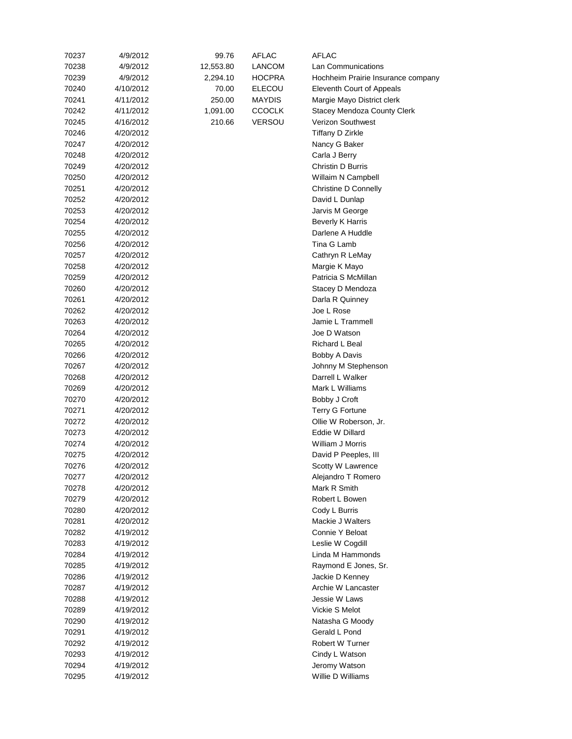| | | | | |
|---|---|---|---|---|
| 70237 | 4/9/2012 | 99.76 | AFLAC | AFLAC |
| 70238 | 4/9/2012 | 12,553.80 | LANCOM | Lan Communications |
| 70239 | 4/9/2012 | 2,294.10 | HOCPRA | Hochheim Prairie Insurance company |
| 70240 | 4/10/2012 | 70.00 | ELECOU | Eleventh Court of Appeals |
| 70241 | 4/11/2012 | 250.00 | MAYDIS | Margie Mayo District clerk |
| 70242 | 4/11/2012 | 1,091.00 | CCOCLK | Stacey Mendoza County Clerk |
| 70245 | 4/16/2012 | 210.66 | VERSOU | Verizon Southwest |
| 70246 | 4/20/2012 | | | Tiffany D Zirkle |
| 70247 | 4/20/2012 | | | Nancy G Baker |
| 70248 | 4/20/2012 | | | Carla J Berry |
| 70249 | 4/20/2012 | | | Christin D Burris |
| 70250 | 4/20/2012 | | | Willaim N Campbell |
| 70251 | 4/20/2012 | | | Christine D Connelly |
| 70252 | 4/20/2012 | | | David L Dunlap |
| 70253 | 4/20/2012 | | | Jarvis M George |
| 70254 | 4/20/2012 | | | Beverly K Harris |
| 70255 | 4/20/2012 | | | Darlene A Huddle |
| 70256 | 4/20/2012 | | | Tina G Lamb |
| 70257 | 4/20/2012 | | | Cathryn R LeMay |
| 70258 | 4/20/2012 | | | Margie K Mayo |
| 70259 | 4/20/2012 | | | Patricia S McMillan |
| 70260 | 4/20/2012 | | | Stacey D Mendoza |
| 70261 | 4/20/2012 | | | Darla R Quinney |
| 70262 | 4/20/2012 | | | Joe L Rose |
| 70263 | 4/20/2012 | | | Jamie L Trammell |
| 70264 | 4/20/2012 | | | Joe D Watson |
| 70265 | 4/20/2012 | | | Richard L Beal |
| 70266 | 4/20/2012 | | | Bobby A Davis |
| 70267 | 4/20/2012 | | | Johnny M Stephenson |
| 70268 | 4/20/2012 | | | Darrell L Walker |
| 70269 | 4/20/2012 | | | Mark L Williams |
| 70270 | 4/20/2012 | | | Bobby J Croft |
| 70271 | 4/20/2012 | | | Terry G Fortune |
| 70272 | 4/20/2012 | | | Ollie W Roberson, Jr. |
| 70273 | 4/20/2012 | | | Eddie W Dillard |
| 70274 | 4/20/2012 | | | William J Morris |
| 70275 | 4/20/2012 | | | David P Peeples, III |
| 70276 | 4/20/2012 | | | Scotty W Lawrence |
| 70277 | 4/20/2012 | | | Alejandro T Romero |
| 70278 | 4/20/2012 | | | Mark R Smith |
| 70279 | 4/20/2012 | | | Robert L Bowen |
| 70280 | 4/20/2012 | | | Cody L Burris |
| 70281 | 4/20/2012 | | | Mackie J Walters |
| 70282 | 4/19/2012 | | | Connie Y Beloat |
| 70283 | 4/19/2012 | | | Leslie W Cogdill |
| 70284 | 4/19/2012 | | | Linda M Hammonds |
| 70285 | 4/19/2012 | | | Raymond E Jones, Sr. |
| 70286 | 4/19/2012 | | | Jackie D Kenney |
| 70287 | 4/19/2012 | | | Archie W Lancaster |
| 70288 | 4/19/2012 | | | Jessie W Laws |
| 70289 | 4/19/2012 | | | Vickie S Melot |
| 70290 | 4/19/2012 | | | Natasha G Moody |
| 70291 | 4/19/2012 | | | Gerald L Pond |
| 70292 | 4/19/2012 | | | Robert W Turner |
| 70293 | 4/19/2012 | | | Cindy L Watson |
| 70294 | 4/19/2012 | | | Jeromy Watson |
| 70295 | 4/19/2012 | | | Willie D Williams |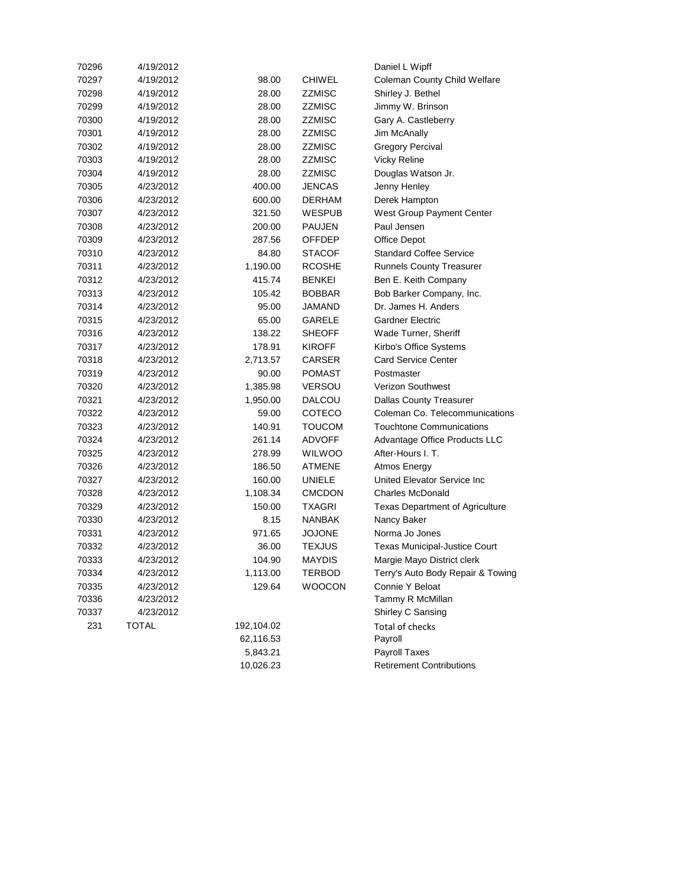| | | | | |
|---|---|---|---|---|
| 70296 | 4/19/2012 | | | Daniel L Wipff |
| 70297 | 4/19/2012 | 98.00 | CHIWEL | Coleman County Child Welfare |
| 70298 | 4/19/2012 | 28.00 | ZZMISC | Shirley J. Bethel |
| 70299 | 4/19/2012 | 28.00 | ZZMISC | Jimmy W. Brinson |
| 70300 | 4/19/2012 | 28.00 | ZZMISC | Gary A. Castleberry |
| 70301 | 4/19/2012 | 28.00 | ZZMISC | Jim McAnally |
| 70302 | 4/19/2012 | 28.00 | ZZMISC | Gregory Percival |
| 70303 | 4/19/2012 | 28.00 | ZZMISC | Vicky Reline |
| 70304 | 4/19/2012 | 28.00 | ZZMISC | Douglas Watson Jr. |
| 70305 | 4/23/2012 | 400.00 | JENCAS | Jenny Henley |
| 70306 | 4/23/2012 | 600.00 | DERHAM | Derek Hampton |
| 70307 | 4/23/2012 | 321.50 | WESPUB | West Group Payment Center |
| 70308 | 4/23/2012 | 200.00 | PAUJEN | Paul Jensen |
| 70309 | 4/23/2012 | 287.56 | OFFDEP | Office Depot |
| 70310 | 4/23/2012 | 84.80 | STACOF | Standard Coffee Service |
| 70311 | 4/23/2012 | 1,190.00 | RCOSHE | Runnels County Treasurer |
| 70312 | 4/23/2012 | 415.74 | BENKEI | Ben E. Keith Company |
| 70313 | 4/23/2012 | 105.42 | BOBBAR | Bob Barker Company, Inc. |
| 70314 | 4/23/2012 | 95.00 | JAMAND | Dr. James H. Anders |
| 70315 | 4/23/2012 | 65.00 | GARELE | Gardner Electric |
| 70316 | 4/23/2012 | 138.22 | SHEOFF | Wade Turner, Sheriff |
| 70317 | 4/23/2012 | 178.91 | KIROFF | Kirbo's Office Systems |
| 70318 | 4/23/2012 | 2,713.57 | CARSER | Card Service Center |
| 70319 | 4/23/2012 | 90.00 | POMAST | Postmaster |
| 70320 | 4/23/2012 | 1,385.98 | VERSOU | Verizon Southwest |
| 70321 | 4/23/2012 | 1,950.00 | DALCOU | Dallas County Treasurer |
| 70322 | 4/23/2012 | 59.00 | COTECO | Coleman Co. Telecommunications |
| 70323 | 4/23/2012 | 140.91 | TOUCOM | Touchtone Communications |
| 70324 | 4/23/2012 | 261.14 | ADVOFF | Advantage Office Products LLC |
| 70325 | 4/23/2012 | 278.99 | WILWOO | After-Hours I. T. |
| 70326 | 4/23/2012 | 186.50 | ATMENE | Atmos Energy |
| 70327 | 4/23/2012 | 160.00 | UNIELE | United Elevator Service Inc |
| 70328 | 4/23/2012 | 1,108.34 | CMCDON | Charles McDonald |
| 70329 | 4/23/2012 | 150.00 | TXAGRI | Texas Department of Agriculture |
| 70330 | 4/23/2012 | 8.15 | NANBAK | Nancy Baker |
| 70331 | 4/23/2012 | 971.65 | JOJONE | Norma Jo Jones |
| 70332 | 4/23/2012 | 36.00 | TEXJUS | Texas Municipal-Justice Court |
| 70333 | 4/23/2012 | 104.90 | MAYDIS | Margie Mayo District clerk |
| 70334 | 4/23/2012 | 1,113.00 | TERBOD | Terry's Auto Body Repair & Towing |
| 70335 | 4/23/2012 | 129.64 | WOOCON | Connie Y Beloat |
| 70336 | 4/23/2012 | | | Tammy R McMillan |
| 70337 | 4/23/2012 | | | Shirley C Sansing |
| 231 | TOTAL | 192,104.02 | | Total of checks |
| | | 62,116.53 | | Payroll |
| | | 5,843.21 | | Payroll Taxes |
| | | 10,026.23 | | Retirement Contributions |